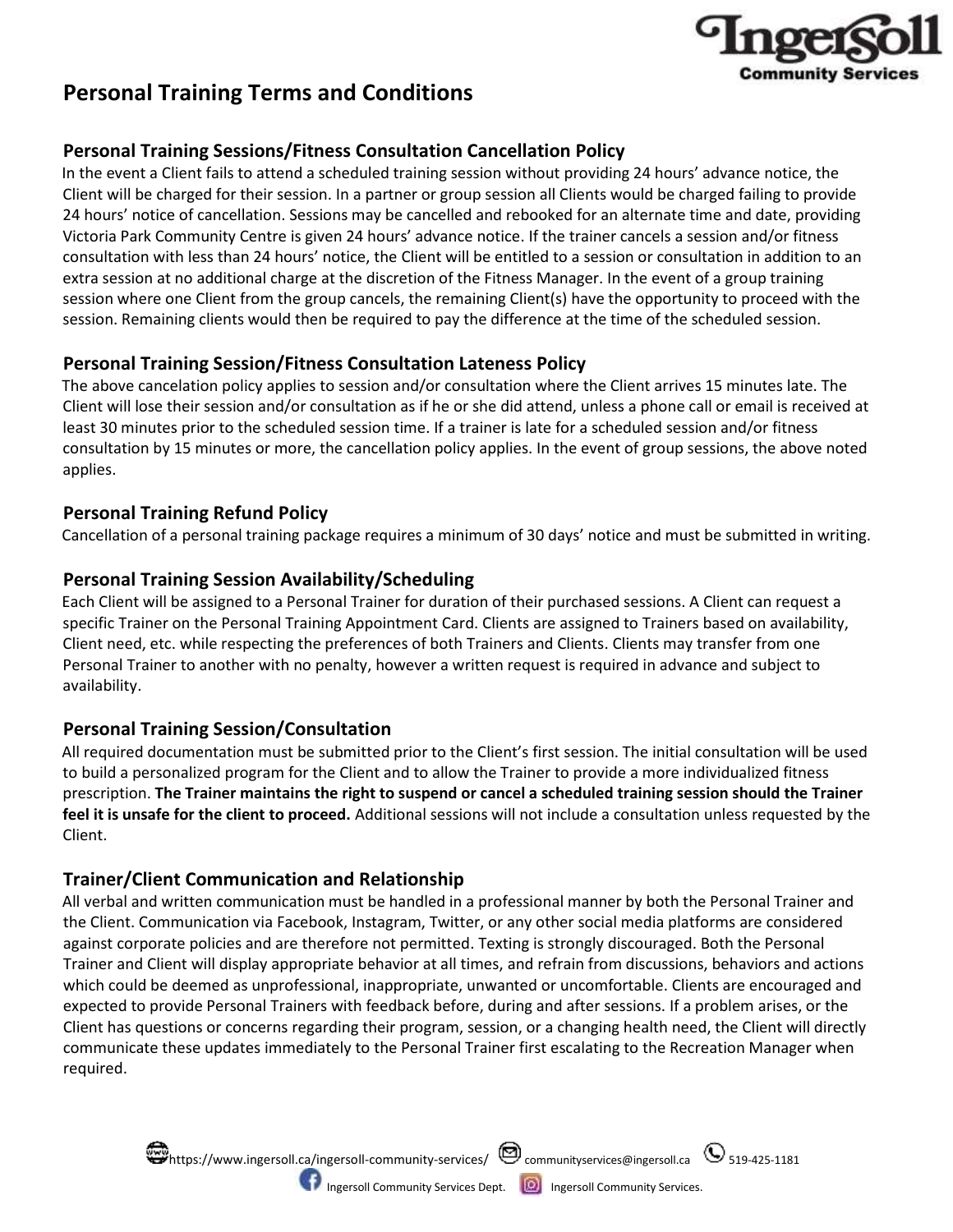# Personal Training Terms and Conditions

## Personal Training Sessions/Fitness Consultation Cancellation Policy

In the event a Client fails to attend a scheduled training session without providing 24 hours' advance notice, the Client will be charged for their session. In a partner or group session all Clients would be charged failing to provide 24 hours' notice of cancellation. Sessions may be cancelled and rebooked for an alternate time and date, providing Victoria Park Community Centre is given 24 hours' advance notice. If the trainer cancels a session and/or fitness consultation with less than 24 hours' notice, the Client will be entitled to a session or consultation in addition to an extra session at no additional charge at the discretion of the Fitness Manager. In the event of a group training session where one Client from the group cancels, the remaining Client(s) have the opportunity to proceed with the session. Remaining clients would then be required to pay the difference at the time of the scheduled session.

## Personal Training Session/Fitness Consultation Lateness Policy

The above cancelation policy applies to session and/or consultation where the Client arrives 15 minutes late. The Client will lose their session and/or consultation as if he or she did attend, unless a phone call or email is received at least 30 minutes prior to the scheduled session time. If a trainer is late for a scheduled session and/or fitness consultation by 15 minutes or more, the cancellation policy applies. In the event of group sessions, the above noted applies.

## Personal Training Refund Policy

Cancellation of a personal training package requires a minimum of 30 days' notice and must be submitted in writing.

## Personal Training Session Availability/Scheduling

Each Client will be assigned to a Personal Trainer for duration of their purchased sessions. A Client can request a specific Trainer on the Personal Training Appointment Card. Clients are assigned to Trainers based on availability, Client need, etc. while respecting the preferences of both Trainers and Clients. Clients may transfer from one Personal Trainer to another with no penalty, however a written request is required in advance and subject to availability.

## Personal Training Session/Consultation

All required documentation must be submitted prior to the Client's first session. The initial consultation will be used to build a personalized program for the Client and to allow the Trainer to provide a more individualized fitness prescription. **The Trainer maintains the right to suspend or cancel a scheduled training session should the Trainer feel it is unsafe for the client to proceed.** Additional sessions will not include a consultation unless requested by the Client.

## Trainer/Client Communication and Relationship

All verbal and written communication must be handled in a professional manner by both the Personal Trainer and the Client. Communication via Facebook, Instagram, Twitter, or any other social media platforms are considered against corporate policies and are therefore not permitted. Texting is strongly discouraged. Both the Personal Trainer and Client will display appropriate behavior at all times, and refrain from discussions, behaviors and actions which could be deemed as unprofessional, inappropriate, unwanted or uncomfortable. Clients are encouraged and expected to provide Personal Trainers with feedback before, during and after sessions. If a problem arises, or the Client has questions or concerns regarding their program, session, or a changing health need, the Client will directly communicate these updates immediately to the Personal Trainer first escalating to the Recreation Manager when required.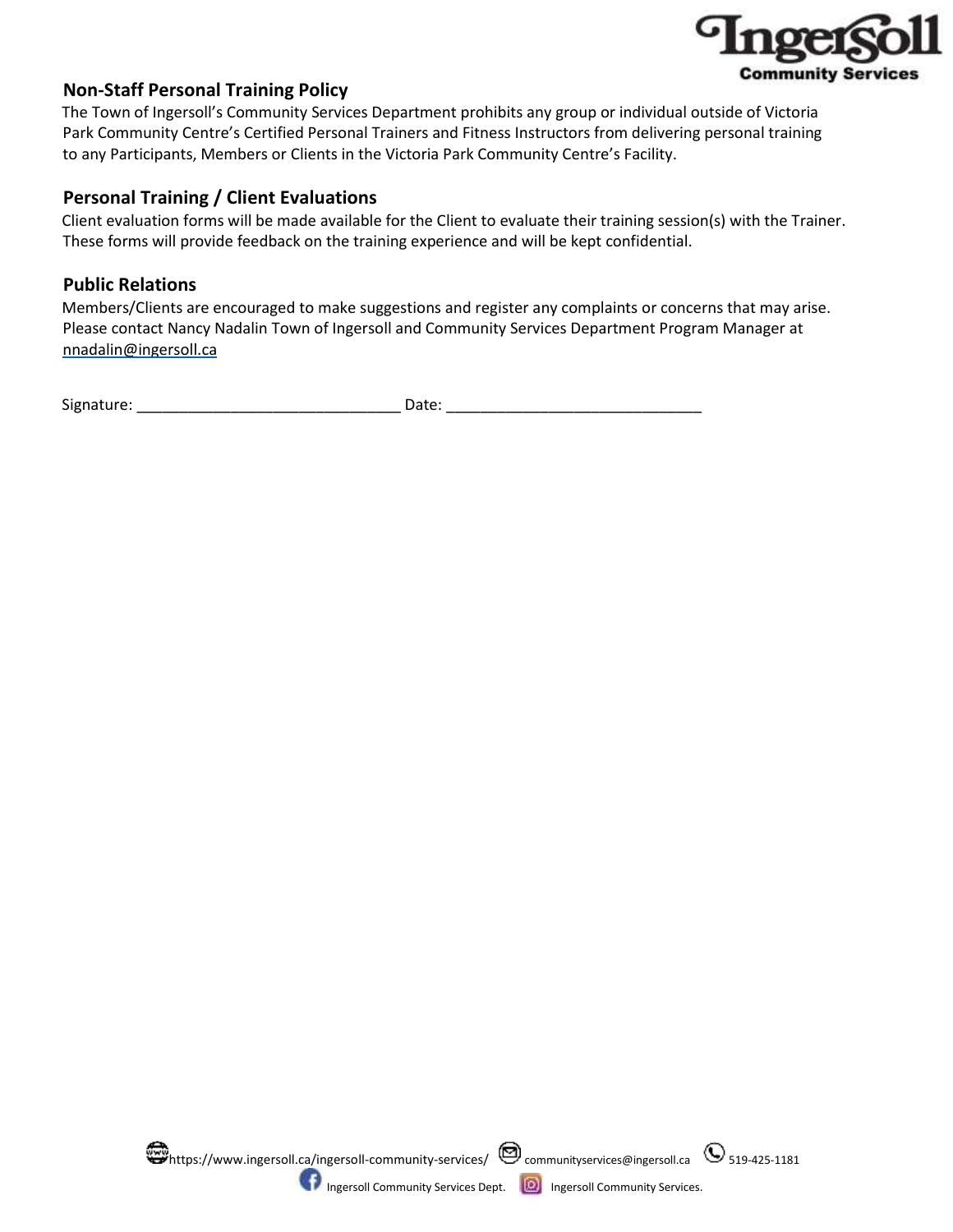## Non-Staff Personal Training Policy

The Town of Ingersoll's Community Services Department prohibits any group or individual outside of Victoria Park Community Centre's Certified Personal Trainers and Fitness Instructors from delivering personal training to any Participants, Members or Clients in the Victoria Park Community Centre's Facility.

## Personal Training / Client Evaluations

Client evaluation forms will be made available for the Client to evaluate their training session(s) with the Trainer. These forms will provide feedback on the training experience and will be kept confidential.

## Public Relations

Members/Clients are encouraged to make suggestions and register any complaints or concerns that may arise. Please contact Nancy Nadalin Town of Ingersoll and Community Services Department Program Manager at nnadalin@ingersoll.ca

Signature: ______________________________ Date: ______________________________

https://www.ingersoll.ca/ingersoll-community-services/ communityservices@ingersoll.ca 519-425-1181

Ingersoll Community Services Dept. Ingersoll Community Services.